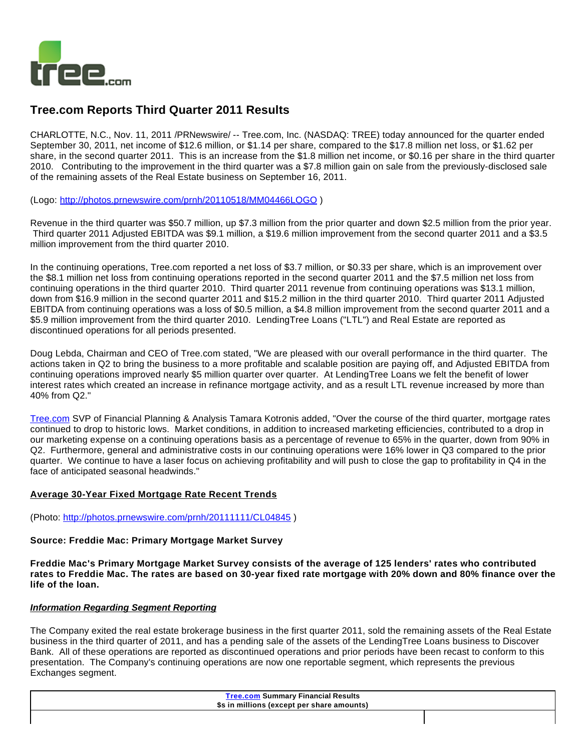# Tree.com Reports Third Quarter 2011 Results

CHARLOTTE, N.C., Nov. 11, 2011 /PRNewswire/ -- Tree.com, Inc. (NASDAQ: TREE) today announced for the quarter ended September 30, 2011, net income of $12.6 million, or $1.14 per share, compared to the $17.8 million net loss, or $1.62 per share, in the second quarter 2011. This is an increase from the $1.8 million net income, or $0.16 per share in the third quarter 2010. Contributing to the improvement in the third quarter was a $7.8 million gain on sale from the previously-disclosed sale of the remaining assets of the Real Estate business on September 16, 2011.

(Logo: http://photos.prnewswire.com/prnh/20110518/MM04466LOGO )

Revenue in the third quarter was $50.7 million, up $7.3 million from the prior quarter and down $2.5 million from the prior year. Third quarter 2011 Adjusted EBITDA was $9.1 million, a $19.6 million improvement from the second quarter 2011 and a $3.5 million improvement from the third quarter 2010.

In the continuing operations, Tree.com reported a net loss of $3.7 million, or $0.33 per share, which is an improvement over the $8.1 million net loss from continuing operations reported in the second quarter 2011 and the $7.5 million net loss from continuing operations in the third quarter 2010. Third quarter 2011 revenue from continuing operations was $13.1 million, down from $16.9 million in the second quarter 2011 and $15.2 million in the third quarter 2010. Third quarter 2011 Adjusted EBITDA from continuing operations was a loss of $0.5 million, a $4.8 million improvement from the second quarter 2011 and a $5.9 million improvement from the third quarter 2010. LendingTree Loans ("LTL") and Real Estate are reported as discontinued operations for all periods presented.

Doug Lebda, Chairman and CEO of Tree.com stated, "We are pleased with our overall performance in the third quarter. The actions taken in Q2 to bring the business to a more profitable and scalable position are paying off, and Adjusted EBITDA from continuing operations improved nearly $5 million quarter over quarter. At LendingTree Loans we felt the benefit of lower interest rates which created an increase in refinance mortgage activity, and as a result LTL revenue increased by more than 40% from Q2."

Tree.com SVP of Financial Planning & Analysis Tamara Kotronis added, "Over the course of the third quarter, mortgage rates continued to drop to historic lows. Market conditions, in addition to increased marketing efficiencies, contributed to a drop in our marketing expense on a continuing operations basis as a percentage of revenue to 65% in the quarter, down from 90% in Q2. Furthermore, general and administrative costs in our continuing operations were 16% lower in Q3 compared to the prior quarter. We continue to have a laser focus on achieving profitability and will push to close the gap to profitability in Q4 in the face of anticipated seasonal headwinds."

**Average 30-Year Fixed Mortgage Rate Recent Trends**

(Photo: http://photos.prnewswire.com/prnh/20111111/CL04845 )

**Source: Freddie Mac: Primary Mortgage Market Survey**

**Freddie Mac's Primary Mortgage Market Survey consists of the average of 125 lenders' rates who contributed rates to Freddie Mac. The rates are based on 30-year fixed rate mortgage with 20% down and 80% finance over the life of the loan.**

***Information Regarding Segment Reporting***

The Company exited the real estate brokerage business in the first quarter 2011, sold the remaining assets of the Real Estate business in the third quarter of 2011, and has a pending sale of the assets of the LendingTree Loans business to Discover Bank. All of these operations are reported as discontinued operations and prior periods have been recast to conform to this presentation. The Company's continuing operations are now one reportable segment, which represents the previous Exchanges segment.

| Tree.com Summary Financial Results<br>$s in millions (except per share amounts) | |
|---|---|
| | |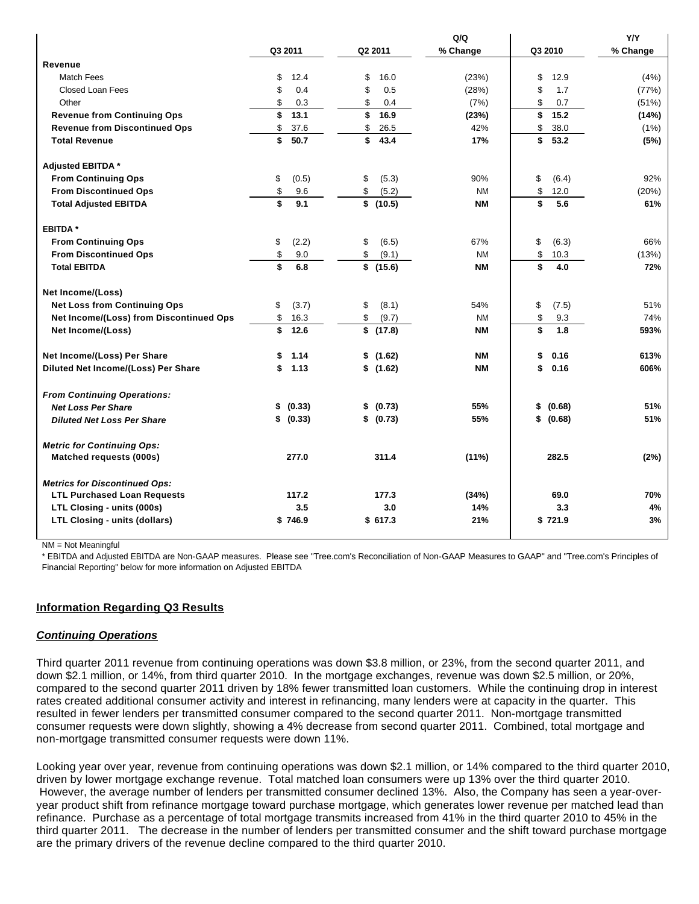| | Q3 2011 | Q2 2011 | Q/Q % Change | Q3 2010 | Y/Y % Change |
|---|---|---|---|---|---|
| **Revenue** | | | | | |
| Match Fees | $ 12.4 | $ 16.0 | (23%) | $ 12.9 | (4%) |
| Closed Loan Fees | $ 0.4 | $ 0.5 | (28%) | $ 1.7 | (77%) |
| Other | $ 0.3 | $ 0.4 | (7%) | $ 0.7 | (51%) |
| **Revenue from Continuing Ops** | **$ 13.1** | **$ 16.9** | **(23%)** | **$ 15.2** | **(14%)** |
| **Revenue from Discontinued Ops** | $ 37.6 | $ 26.5 | 42% | $ 38.0 | (1%) |
| **Total Revenue** | **$ 50.7** | **$ 43.4** | **17%** | **$ 53.2** | **(5%)** |
| **Adjusted EBITDA *** | | | | | |
| **From Continuing Ops** | $ (0.5) | $ (5.3) | 90% | $ (6.4) | 92% |
| **From Discontinued Ops** | $ 9.6 | $ (5.2) | NM | $ 12.0 | (20%) |
| **Total Adjusted EBITDA** | **$ 9.1** | **$ (10.5)** | **NM** | **$ 5.6** | **61%** |
| **EBITDA *** | | | | | |
| **From Continuing Ops** | $ (2.2) | $ (6.5) | 67% | $ (6.3) | 66% |
| **From Discontinued Ops** | $ 9.0 | $ (9.1) | NM | $ 10.3 | (13%) |
| **Total EBITDA** | **$ 6.8** | **$ (15.6)** | **NM** | **$ 4.0** | **72%** |
| **Net Income/(Loss)** | | | | | |
| **Net Loss from Continuing Ops** | $ (3.7) | $ (8.1) | 54% | $ (7.5) | 51% |
| **Net Income/(Loss) from Discontinued Ops** | $ 16.3 | $ (9.7) | NM | $ 9.3 | 74% |
| **Net Income/(Loss)** | **$ 12.6** | **$ (17.8)** | **NM** | **$ 1.8** | **593%** |
| **Net Income/(Loss) Per Share** | **$ 1.14** | **$ (1.62)** | **NM** | **$ 0.16** | **613%** |
| **Diluted Net Income/(Loss) Per Share** | **$ 1.13** | **$ (1.62)** | **NM** | **$ 0.16** | **606%** |
| ***From Continuing Operations:*** | | | | | |
| ***Net Loss Per Share*** | **$ (0.33)** | **$ (0.73)** | **55%** | **$ (0.68)** | **51%** |
| ***Diluted Net Loss Per Share*** | **$ (0.33)** | **$ (0.73)** | **55%** | **$ (0.68)** | **51%** |
| ***Metric for Continuing Ops:*** | | | | | |
| **Matched requests (000s)** | **277.0** | **311.4** | **(11%)** | **282.5** | **(2%)** |
| ***Metrics for Discontinued Ops:*** | | | | | |
| **LTL Purchased Loan Requests** | **117.2** | **177.3** | **(34%)** | **69.0** | **70%** |
| **LTL Closing - units (000s)** | **3.5** | **3.0** | **14%** | **3.3** | **4%** |
| **LTL Closing - units (dollars)** | **$ 746.9** | **$ 617.3** | **21%** | **$ 721.9** | **3%** |

NM = Not Meaningful

* EBITDA and Adjusted EBITDA are Non-GAAP measures. Please see "Tree.com's Reconciliation of Non-GAAP Measures to GAAP" and "Tree.com's Principles of Financial Reporting" below for more information on Adjusted EBITDA

## Information Regarding Q3 Results

### *Continuing Operations*

Third quarter 2011 revenue from continuing operations was down $3.8 million, or 23%, from the second quarter 2011, and down $2.1 million, or 14%, from third quarter 2010. In the mortgage exchanges, revenue was down $2.5 million, or 20%, compared to the second quarter 2011 driven by 18% fewer transmitted loan customers. While the continuing drop in interest rates created additional consumer activity and interest in refinancing, many lenders were at capacity in the quarter. This resulted in fewer lenders per transmitted consumer compared to the second quarter 2011. Non-mortgage transmitted consumer requests were down slightly, showing a 4% decrease from second quarter 2011. Combined, total mortgage and non-mortgage transmitted consumer requests were down 11%.

Looking year over year, revenue from continuing operations was down $2.1 million, or 14% compared to the third quarter 2010, driven by lower mortgage exchange revenue. Total matched loan consumers were up 13% over the third quarter 2010. However, the average number of lenders per transmitted consumer declined 13%. Also, the Company has seen a year-over-year product shift from refinance mortgage toward purchase mortgage, which generates lower revenue per matched lead than refinance. Purchase as a percentage of total mortgage transmits increased from 41% in the third quarter 2010 to 45% in the third quarter 2011. The decrease in the number of lenders per transmitted consumer and the shift toward purchase mortgage are the primary drivers of the revenue decline compared to the third quarter 2010.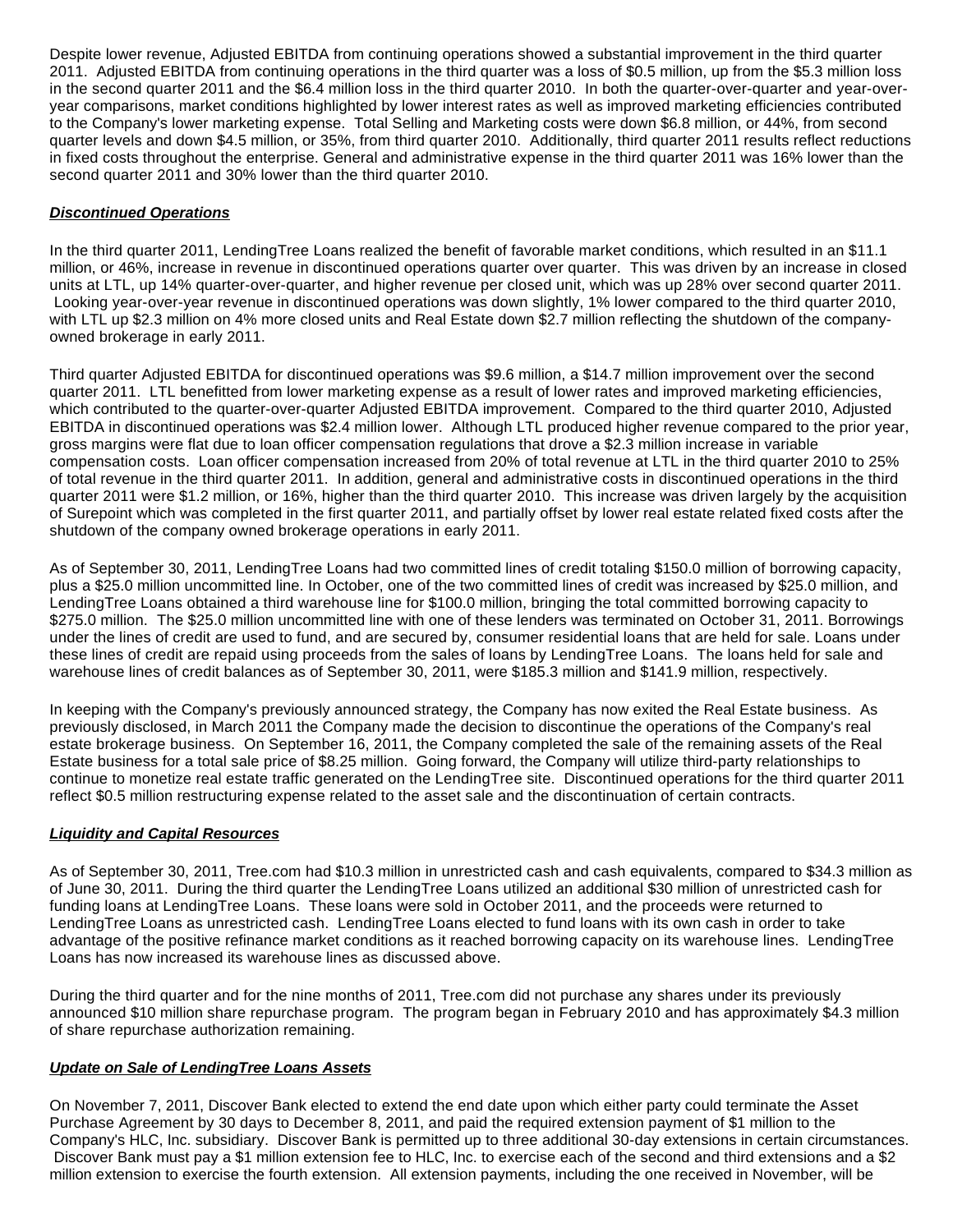Despite lower revenue, Adjusted EBITDA from continuing operations showed a substantial improvement in the third quarter 2011. Adjusted EBITDA from continuing operations in the third quarter was a loss of $0.5 million, up from the $5.3 million loss in the second quarter 2011 and the $6.4 million loss in the third quarter 2010. In both the quarter-over-quarter and year-over-year comparisons, market conditions highlighted by lower interest rates as well as improved marketing efficiencies contributed to the Company's lower marketing expense. Total Selling and Marketing costs were down $6.8 million, or 44%, from second quarter levels and down $4.5 million, or 35%, from third quarter 2010. Additionally, third quarter 2011 results reflect reductions in fixed costs throughout the enterprise. General and administrative expense in the third quarter 2011 was 16% lower than the second quarter 2011 and 30% lower than the third quarter 2010.

***Discontinued Operations***

In the third quarter 2011, LendingTree Loans realized the benefit of favorable market conditions, which resulted in an $11.1 million, or 46%, increase in revenue in discontinued operations quarter over quarter. This was driven by an increase in closed units at LTL, up 14% quarter-over-quarter, and higher revenue per closed unit, which was up 28% over second quarter 2011. Looking year-over-year revenue in discontinued operations was down slightly, 1% lower compared to the third quarter 2010, with LTL up $2.3 million on 4% more closed units and Real Estate down $2.7 million reflecting the shutdown of the company-owned brokerage in early 2011.

Third quarter Adjusted EBITDA for discontinued operations was $9.6 million, a $14.7 million improvement over the second quarter 2011. LTL benefitted from lower marketing expense as a result of lower rates and improved marketing efficiencies, which contributed to the quarter-over-quarter Adjusted EBITDA improvement. Compared to the third quarter 2010, Adjusted EBITDA in discontinued operations was $2.4 million lower. Although LTL produced higher revenue compared to the prior year, gross margins were flat due to loan officer compensation regulations that drove a $2.3 million increase in variable compensation costs. Loan officer compensation increased from 20% of total revenue at LTL in the third quarter 2010 to 25% of total revenue in the third quarter 2011. In addition, general and administrative costs in discontinued operations in the third quarter 2011 were $1.2 million, or 16%, higher than the third quarter 2010. This increase was driven largely by the acquisition of Surepoint which was completed in the first quarter 2011, and partially offset by lower real estate related fixed costs after the shutdown of the company owned brokerage operations in early 2011.

As of September 30, 2011, LendingTree Loans had two committed lines of credit totaling $150.0 million of borrowing capacity, plus a $25.0 million uncommitted line. In October, one of the two committed lines of credit was increased by $25.0 million, and LendingTree Loans obtained a third warehouse line for $100.0 million, bringing the total committed borrowing capacity to $275.0 million. The $25.0 million uncommitted line with one of these lenders was terminated on October 31, 2011. Borrowings under the lines of credit are used to fund, and are secured by, consumer residential loans that are held for sale. Loans under these lines of credit are repaid using proceeds from the sales of loans by LendingTree Loans. The loans held for sale and warehouse lines of credit balances as of September 30, 2011, were $185.3 million and $141.9 million, respectively.

In keeping with the Company's previously announced strategy, the Company has now exited the Real Estate business. As previously disclosed, in March 2011 the Company made the decision to discontinue the operations of the Company's real estate brokerage business. On September 16, 2011, the Company completed the sale of the remaining assets of the Real Estate business for a total sale price of $8.25 million. Going forward, the Company will utilize third-party relationships to continue to monetize real estate traffic generated on the LendingTree site. Discontinued operations for the third quarter 2011 reflect $0.5 million restructuring expense related to the asset sale and the discontinuation of certain contracts.

***Liquidity and Capital Resources***

As of September 30, 2011, Tree.com had $10.3 million in unrestricted cash and cash equivalents, compared to $34.3 million as of June 30, 2011. During the third quarter the LendingTree Loans utilized an additional $30 million of unrestricted cash for funding loans at LendingTree Loans. These loans were sold in October 2011, and the proceeds were returned to LendingTree Loans as unrestricted cash. LendingTree Loans elected to fund loans with its own cash in order to take advantage of the positive refinance market conditions as it reached borrowing capacity on its warehouse lines. LendingTree Loans has now increased its warehouse lines as discussed above.

During the third quarter and for the nine months of 2011, Tree.com did not purchase any shares under its previously announced $10 million share repurchase program. The program began in February 2010 and has approximately $4.3 million of share repurchase authorization remaining.

***Update on Sale of LendingTree Loans Assets***

On November 7, 2011, Discover Bank elected to extend the end date upon which either party could terminate the Asset Purchase Agreement by 30 days to December 8, 2011, and paid the required extension payment of $1 million to the Company's HLC, Inc. subsidiary. Discover Bank is permitted up to three additional 30-day extensions in certain circumstances. Discover Bank must pay a $1 million extension fee to HLC, Inc. to exercise each of the second and third extensions and a $2 million extension to exercise the fourth extension. All extension payments, including the one received in November, will be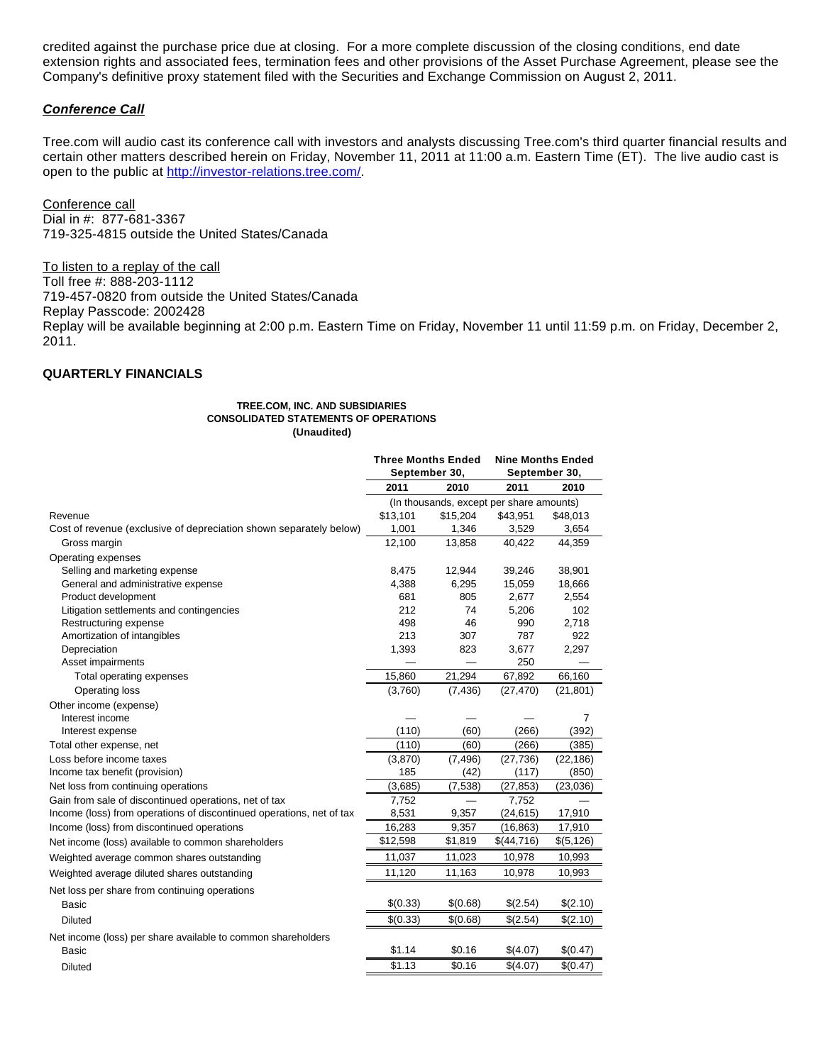credited against the purchase price due at closing. For a more complete discussion of the closing conditions, end date extension rights and associated fees, termination fees and other provisions of the Asset Purchase Agreement, please see the Company's definitive proxy statement filed with the Securities and Exchange Commission on August 2, 2011.

***Conference Call***

Tree.com will audio cast its conference call with investors and analysts discussing Tree.com's third quarter financial results and certain other matters described herein on Friday, November 11, 2011 at 11:00 a.m. Eastern Time (ET). The live audio cast is open to the public at http://investor-relations.tree.com/.

Conference call
Dial in #: 877-681-3367
719-325-4815 outside the United States/Canada

To listen to a replay of the call
Toll free #: 888-203-1112
719-457-0820 from outside the United States/Canada
Replay Passcode: 2002428
Replay will be available beginning at 2:00 p.m. Eastern Time on Friday, November 11 until 11:59 p.m. on Friday, December 2, 2011.

**QUARTERLY FINANCIALS**

**TREE.COM, INC. AND SUBSIDIARIES**
**CONSOLIDATED STATEMENTS OF OPERATIONS**
**(Unaudited)**

| | Three Months Ended September 30, | | Nine Months Ended September 30, | |
|---|---|---|---|---|
| | 2011 | 2010 | 2011 | 2010 |
| | (In thousands, except per share amounts) | | | |
| Revenue | $13,101 | $15,204 | $43,951 | $48,013 |
| Cost of revenue (exclusive of depreciation shown separately below) | 1,001 | 1,346 | 3,529 | 3,654 |
| Gross margin | 12,100 | 13,858 | 40,422 | 44,359 |
| Operating expenses | | | | |
| Selling and marketing expense | 8,475 | 12,944 | 39,246 | 38,901 |
| General and administrative expense | 4,388 | 6,295 | 15,059 | 18,666 |
| Product development | 681 | 805 | 2,677 | 2,554 |
| Litigation settlements and contingencies | 212 | 74 | 5,206 | 102 |
| Restructuring expense | 498 | 46 | 990 | 2,718 |
| Amortization of intangibles | 213 | 307 | 787 | 922 |
| Depreciation | 1,393 | 823 | 3,677 | 2,297 |
| Asset impairments | — | — | 250 | — |
| Total operating expenses | 15,860 | 21,294 | 67,892 | 66,160 |
| Operating loss | (3,760) | (7,436) | (27,470) | (21,801) |
| Other income (expense) | | | | |
| Interest income | — | — | — | 7 |
| Interest expense | (110) | (60) | (266) | (392) |
| Total other expense, net | (110) | (60) | (266) | (385) |
| Loss before income taxes | (3,870) | (7,496) | (27,736) | (22,186) |
| Income tax benefit (provision) | 185 | (42) | (117) | (850) |
| Net loss from continuing operations | (3,685) | (7,538) | (27,853) | (23,036) |
| Gain from sale of discontinued operations, net of tax | 7,752 | — | 7,752 | — |
| Income (loss) from operations of discontinued operations, net of tax | 8,531 | 9,357 | (24,615) | 17,910 |
| Income (loss) from discontinued operations | 16,283 | 9,357 | (16,863) | 17,910 |
| Net income (loss) available to common shareholders | $12,598 | $1,819 | $(44,716) | $(5,126) |
| Weighted average common shares outstanding | 11,037 | 11,023 | 10,978 | 10,993 |
| Weighted average diluted shares outstanding | 11,120 | 11,163 | 10,978 | 10,993 |
| Net loss per share from continuing operations | | | | |
| Basic | $(0.33) | $(0.68) | $(2.54) | $(2.10) |
| Diluted | $(0.33) | $(0.68) | $(2.54) | $(2.10) |
| Net income (loss) per share available to common shareholders | | | | |
| Basic | $1.14 | $0.16 | $(4.07) | $(0.47) |
| Diluted | $1.13 | $0.16 | $(4.07) | $(0.47) |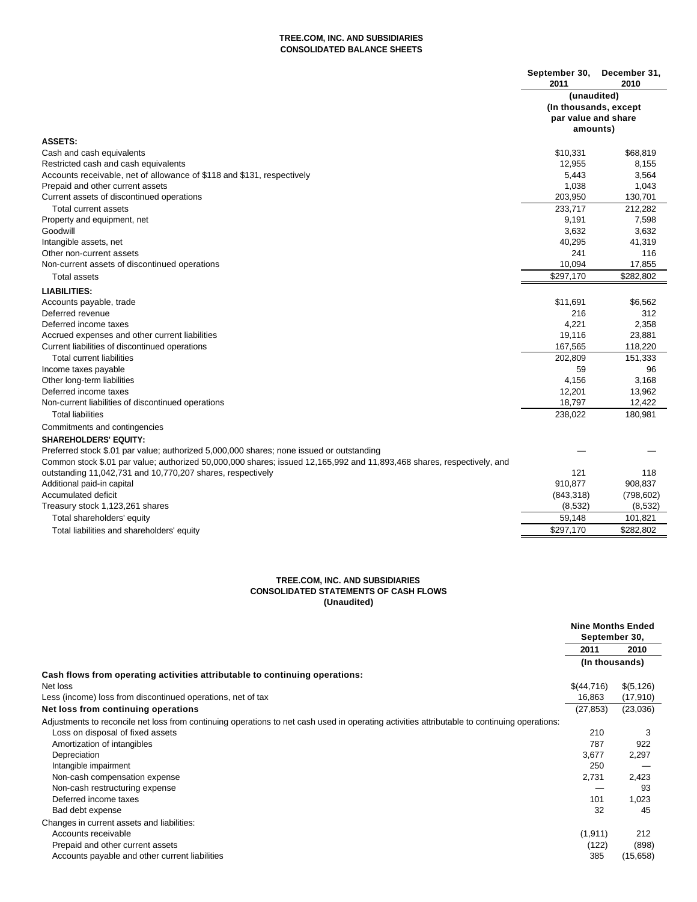**TREE.COM, INC. AND SUBSIDIARIES**
**CONSOLIDATED BALANCE SHEETS**

| | September 30, 2011 | December 31, 2010 |
|---|---|---|
| | (unaudited) | |
| | (In thousands, except par value and share amounts) | |
| **ASSETS:** | | |
| Cash and cash equivalents | $10,331 | $68,819 |
| Restricted cash and cash equivalents | 12,955 | 8,155 |
| Accounts receivable, net of allowance of $118 and $131, respectively | 5,443 | 3,564 |
| Prepaid and other current assets | 1,038 | 1,043 |
| Current assets of discontinued operations | 203,950 | 130,701 |
| Total current assets | 233,717 | 212,282 |
| Property and equipment, net | 9,191 | 7,598 |
| Goodwill | 3,632 | 3,632 |
| Intangible assets, net | 40,295 | 41,319 |
| Other non-current assets | 241 | 116 |
| Non-current assets of discontinued operations | 10,094 | 17,855 |
| Total assets | $297,170 | $282,802 |
| **LIABILITIES:** | | |
| Accounts payable, trade | $11,691 | $6,562 |
| Deferred revenue | 216 | 312 |
| Deferred income taxes | 4,221 | 2,358 |
| Accrued expenses and other current liabilities | 19,116 | 23,881 |
| Current liabilities of discontinued operations | 167,565 | 118,220 |
| Total current liabilities | 202,809 | 151,333 |
| Income taxes payable | 59 | 96 |
| Other long-term liabilities | 4,156 | 3,168 |
| Deferred income taxes | 12,201 | 13,962 |
| Non-current liabilities of discontinued operations | 18,797 | 12,422 |
| Total liabilities | 238,022 | 180,981 |
| Commitments and contingencies | | |
| **SHAREHOLDERS' EQUITY:** | | |
| Preferred stock $.01 par value; authorized 5,000,000 shares; none issued or outstanding | — | — |
| Common stock $.01 par value; authorized 50,000,000 shares; issued 12,165,992 and 11,893,468 shares, respectively, and outstanding 11,042,731 and 10,770,207 shares, respectively | 121 | 118 |
| Additional paid-in capital | 910,877 | 908,837 |
| Accumulated deficit | (843,318) | (798,602) |
| Treasury stock 1,123,261 shares | (8,532) | (8,532) |
| Total shareholders' equity | 59,148 | 101,821 |
| Total liabilities and shareholders' equity | $297,170 | $282,802 |

**TREE.COM, INC. AND SUBSIDIARIES**
**CONSOLIDATED STATEMENTS OF CASH FLOWS**
**(Unaudited)**

| | Nine Months Ended September 30, | |
|---|---|---|
| | 2011 | 2010 |
| | (In thousands) | |
| **Cash flows from operating activities attributable to continuing operations:** | | |
| Net loss | $(44,716) | $(5,126) |
| Less (income) loss from discontinued operations, net of tax | 16,863 | (17,910) |
| **Net loss from continuing operations** | (27,853) | (23,036) |
| Adjustments to reconcile net loss from continuing operations to net cash used in operating activities attributable to continuing operations: | | |
| Loss on disposal of fixed assets | 210 | 3 |
| Amortization of intangibles | 787 | 922 |
| Depreciation | 3,677 | 2,297 |
| Intangible impairment | 250 | — |
| Non-cash compensation expense | 2,731 | 2,423 |
| Non-cash restructuring expense | — | 93 |
| Deferred income taxes | 101 | 1,023 |
| Bad debt expense | 32 | 45 |
| Changes in current assets and liabilities: | | |
| Accounts receivable | (1,911) | 212 |
| Prepaid and other current assets | (122) | (898) |
| Accounts payable and other current liabilities | 385 | (15,658) |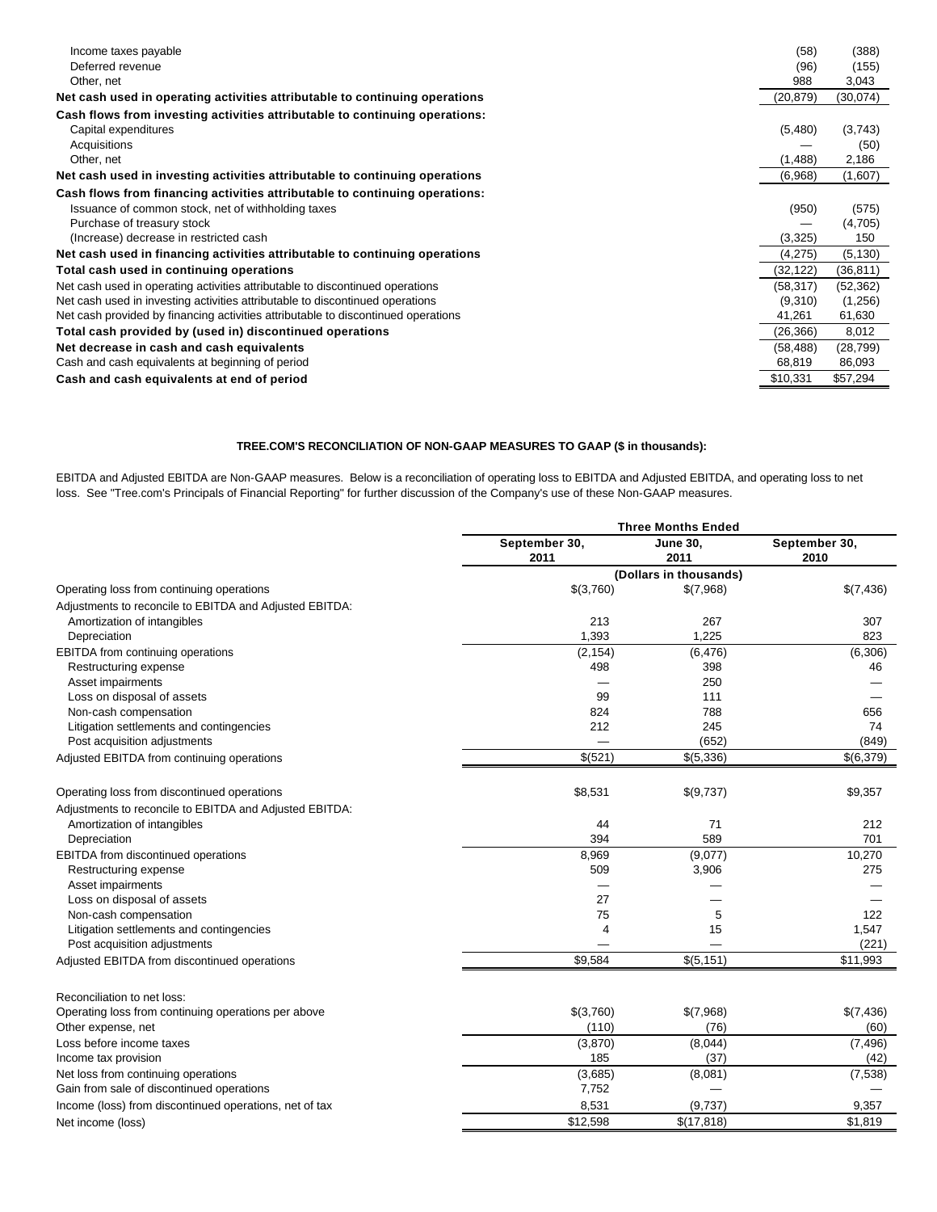| | | |
|---|---|---|
| Income taxes payable | (58) | (388) |
| Deferred revenue | (96) | (155) |
| Other, net | 988 | 3,043 |
| **Net cash used in operating activities attributable to continuing operations** | (20,879) | (30,074) |
| **Cash flows from investing activities attributable to continuing operations:** | | |
| Capital expenditures | (5,480) | (3,743) |
| Acquisitions | — | (50) |
| Other, net | (1,488) | 2,186 |
| **Net cash used in investing activities attributable to continuing operations** | (6,968) | (1,607) |
| **Cash flows from financing activities attributable to continuing operations:** | | |
| Issuance of common stock, net of withholding taxes | (950) | (575) |
| Purchase of treasury stock | — | (4,705) |
| (Increase) decrease in restricted cash | (3,325) | 150 |
| **Net cash used in financing activities attributable to continuing operations** | (4,275) | (5,130) |
| **Total cash used in continuing operations** | (32,122) | (36,811) |
| Net cash used in operating activities attributable to discontinued operations | (58,317) | (52,362) |
| Net cash used in investing activities attributable to discontinued operations | (9,310) | (1,256) |
| Net cash provided by financing activities attributable to discontinued operations | 41,261 | 61,630 |
| **Total cash provided by (used in) discontinued operations** | (26,366) | 8,012 |
| **Net decrease in cash and cash equivalents** | (58,488) | (28,799) |
| Cash and cash equivalents at beginning of period | 68,819 | 86,093 |
| **Cash and cash equivalents at end of period** | $10,331 | $57,294 |

**TREE.COM'S RECONCILIATION OF NON-GAAP MEASURES TO GAAP ($ in thousands):**

EBITDA and Adjusted EBITDA are Non-GAAP measures. Below is a reconciliation of operating loss to EBITDA and Adjusted EBITDA, and operating loss to net loss. See "Tree.com's Principals of Financial Reporting" for further discussion of the Company's use of these Non-GAAP measures.

| | Three Months Ended | | |
|---|---|---|---|
| | September 30, 2011 | June 30, 2011 | September 30, 2010 |
| | (Dollars in thousands) | | |
| Operating loss from continuing operations | $(3,760) | $(7,968) | $(7,436) |
| Adjustments to reconcile to EBITDA and Adjusted EBITDA: | | | |
| Amortization of intangibles | 213 | 267 | 307 |
| Depreciation | 1,393 | 1,225 | 823 |
| EBITDA from continuing operations | (2,154) | (6,476) | (6,306) |
| Restructuring expense | 498 | 398 | 46 |
| Asset impairments | — | 250 | — |
| Loss on disposal of assets | 99 | 111 | — |
| Non-cash compensation | 824 | 788 | 656 |
| Litigation settlements and contingencies | 212 | 245 | 74 |
| Post acquisition adjustments | — | (652) | (849) |
| Adjusted EBITDA from continuing operations | $(521) | $(5,336) | $(6,379) |
| | | | |
| Operating loss from discontinued operations | $8,531 | $(9,737) | $9,357 |
| Adjustments to reconcile to EBITDA and Adjusted EBITDA: | | | |
| Amortization of intangibles | 44 | 71 | 212 |
| Depreciation | 394 | 589 | 701 |
| EBITDA from discontinued operations | 8,969 | (9,077) | 10,270 |
| Restructuring expense | 509 | 3,906 | 275 |
| Asset impairments | — | — | — |
| Loss on disposal of assets | 27 | — | — |
| Non-cash compensation | 75 | 5 | 122 |
| Litigation settlements and contingencies | 4 | 15 | 1,547 |
| Post acquisition adjustments | — | — | (221) |
| Adjusted EBITDA from discontinued operations | $9,584 | $(5,151) | $11,993 |
| | | | |
| Reconciliation to net loss: | | | |
| Operating loss from continuing operations per above | $(3,760) | $(7,968) | $(7,436) |
| Other expense, net | (110) | (76) | (60) |
| Loss before income taxes | (3,870) | (8,044) | (7,496) |
| Income tax provision | 185 | (37) | (42) |
| Net loss from continuing operations | (3,685) | (8,081) | (7,538) |
| Gain from sale of discontinued operations | 7,752 | — | — |
| Income (loss) from discontinued operations, net of tax | 8,531 | (9,737) | 9,357 |
| Net income (loss) | $12,598 | $(17,818) | $1,819 |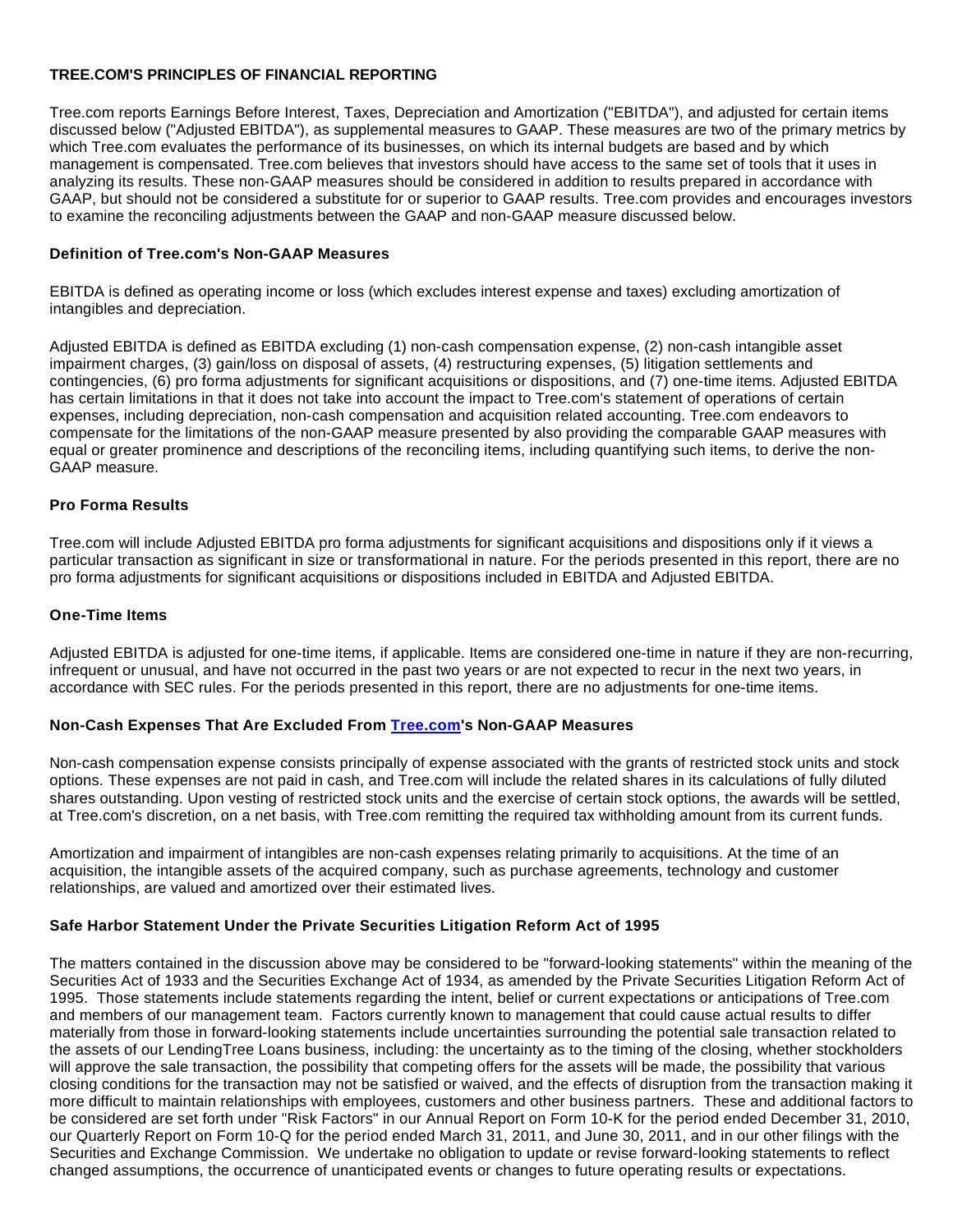## TREE.COM'S PRINCIPLES OF FINANCIAL REPORTING

Tree.com reports Earnings Before Interest, Taxes, Depreciation and Amortization ("EBITDA"), and adjusted for certain items discussed below ("Adjusted EBITDA"), as supplemental measures to GAAP. These measures are two of the primary metrics by which Tree.com evaluates the performance of its businesses, on which its internal budgets are based and by which management is compensated. Tree.com believes that investors should have access to the same set of tools that it uses in analyzing its results. These non-GAAP measures should be considered in addition to results prepared in accordance with GAAP, but should not be considered a substitute for or superior to GAAP results. Tree.com provides and encourages investors to examine the reconciling adjustments between the GAAP and non-GAAP measure discussed below.

### Definition of Tree.com's Non-GAAP Measures

EBITDA is defined as operating income or loss (which excludes interest expense and taxes) excluding amortization of intangibles and depreciation.

Adjusted EBITDA is defined as EBITDA excluding (1) non-cash compensation expense, (2) non-cash intangible asset impairment charges, (3) gain/loss on disposal of assets, (4) restructuring expenses, (5) litigation settlements and contingencies, (6) pro forma adjustments for significant acquisitions or dispositions, and (7) one-time items. Adjusted EBITDA has certain limitations in that it does not take into account the impact to Tree.com's statement of operations of certain expenses, including depreciation, non-cash compensation and acquisition related accounting. Tree.com endeavors to compensate for the limitations of the non-GAAP measure presented by also providing the comparable GAAP measures with equal or greater prominence and descriptions of the reconciling items, including quantifying such items, to derive the non-GAAP measure.

### Pro Forma Results

Tree.com will include Adjusted EBITDA pro forma adjustments for significant acquisitions and dispositions only if it views a particular transaction as significant in size or transformational in nature. For the periods presented in this report, there are no pro forma adjustments for significant acquisitions or dispositions included in EBITDA and Adjusted EBITDA.

### One-Time Items

Adjusted EBITDA is adjusted for one-time items, if applicable. Items are considered one-time in nature if they are non-recurring, infrequent or unusual, and have not occurred in the past two years or are not expected to recur in the next two years, in accordance with SEC rules. For the periods presented in this report, there are no adjustments for one-time items.

### Non-Cash Expenses That Are Excluded From Tree.com's Non-GAAP Measures

Non-cash compensation expense consists principally of expense associated with the grants of restricted stock units and stock options. These expenses are not paid in cash, and Tree.com will include the related shares in its calculations of fully diluted shares outstanding. Upon vesting of restricted stock units and the exercise of certain stock options, the awards will be settled, at Tree.com's discretion, on a net basis, with Tree.com remitting the required tax withholding amount from its current funds.

Amortization and impairment of intangibles are non-cash expenses relating primarily to acquisitions. At the time of an acquisition, the intangible assets of the acquired company, such as purchase agreements, technology and customer relationships, are valued and amortized over their estimated lives.

### Safe Harbor Statement Under the Private Securities Litigation Reform Act of 1995

The matters contained in the discussion above may be considered to be "forward-looking statements" within the meaning of the Securities Act of 1933 and the Securities Exchange Act of 1934, as amended by the Private Securities Litigation Reform Act of 1995. Those statements include statements regarding the intent, belief or current expectations or anticipations of Tree.com and members of our management team. Factors currently known to management that could cause actual results to differ materially from those in forward-looking statements include uncertainties surrounding the potential sale transaction related to the assets of our LendingTree Loans business, including: the uncertainty as to the timing of the closing, whether stockholders will approve the sale transaction, the possibility that competing offers for the assets will be made, the possibility that various closing conditions for the transaction may not be satisfied or waived, and the effects of disruption from the transaction making it more difficult to maintain relationships with employees, customers and other business partners. These and additional factors to be considered are set forth under "Risk Factors" in our Annual Report on Form 10-K for the period ended December 31, 2010, our Quarterly Report on Form 10-Q for the period ended March 31, 2011, and June 30, 2011, and in our other filings with the Securities and Exchange Commission. We undertake no obligation to update or revise forward-looking statements to reflect changed assumptions, the occurrence of unanticipated events or changes to future operating results or expectations.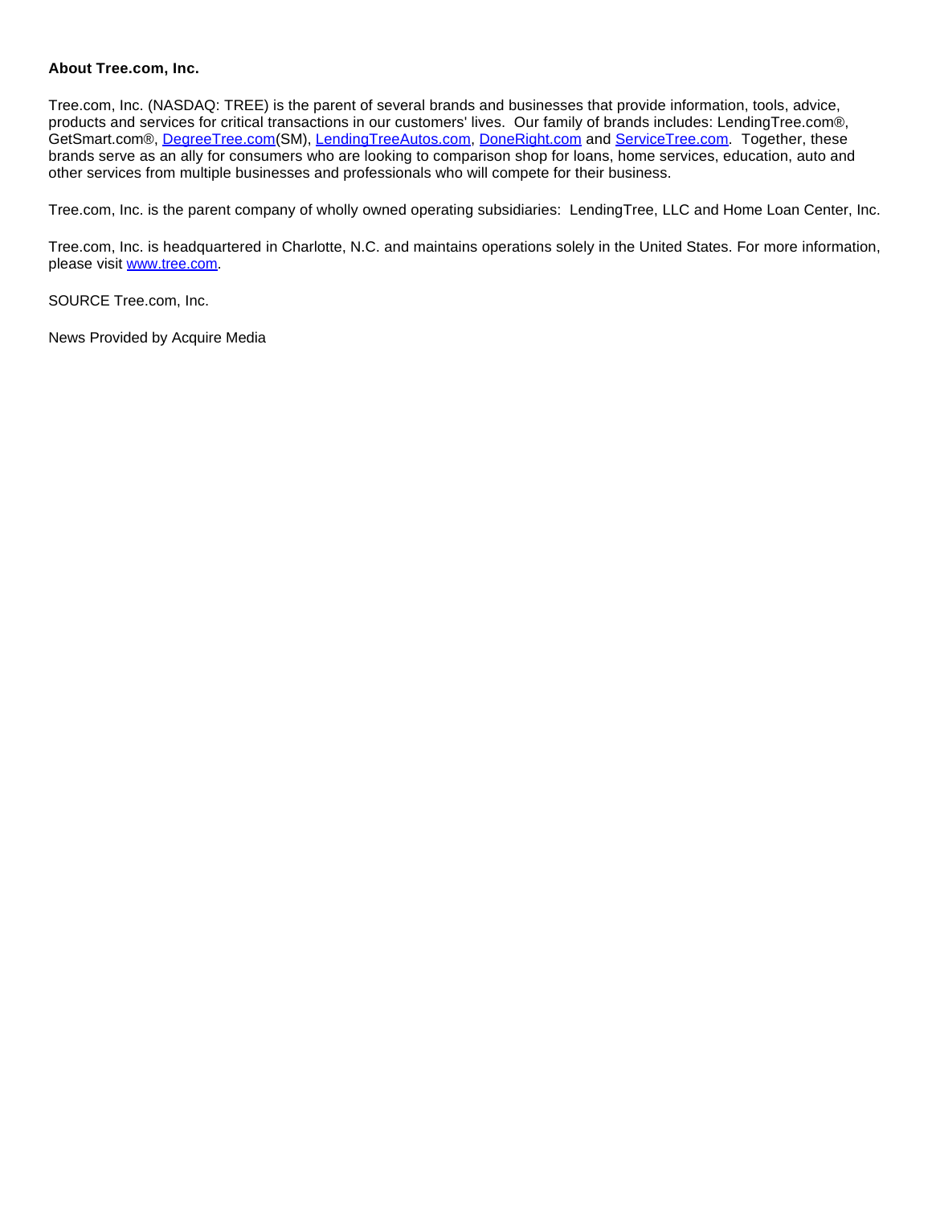**About Tree.com, Inc.**

Tree.com, Inc. (NASDAQ: TREE) is the parent of several brands and businesses that provide information, tools, advice, products and services for critical transactions in our customers' lives. Our family of brands includes: LendingTree.com®, GetSmart.com®, [DegreeTree.com](http://www.degreetree.com)(SM), [LendingTreeAutos.com](http://www.lendingtreeautos.com), [DoneRight.com](http://www.doneright.com) and [ServiceTree.com](http://www.servicetree.com). Together, these brands serve as an ally for consumers who are looking to comparison shop for loans, home services, education, auto and other services from multiple businesses and professionals who will compete for their business.

Tree.com, Inc. is the parent company of wholly owned operating subsidiaries: LendingTree, LLC and Home Loan Center, Inc.

Tree.com, Inc. is headquartered in Charlotte, N.C. and maintains operations solely in the United States. For more information, please visit [www.tree.com](http://www.tree.com).

SOURCE Tree.com, Inc.

News Provided by Acquire Media